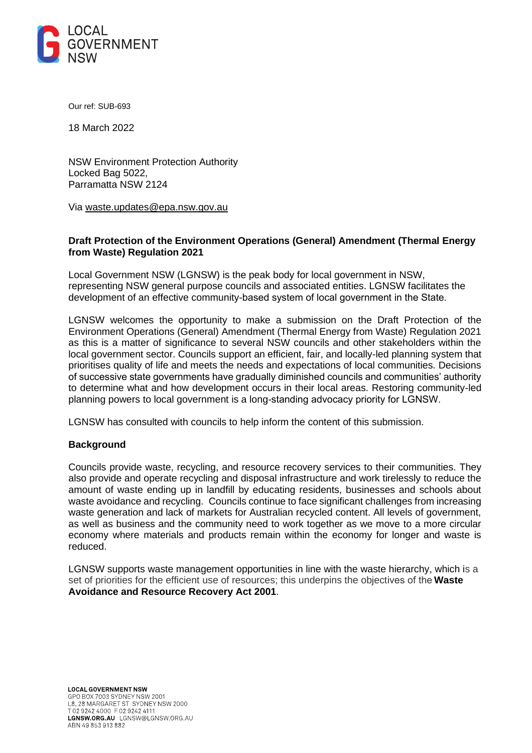LOCAL GOVERNMENT NSW

Our ref: SUB-693

18 March 2022

NSW Environment Protection Authority
Locked Bag 5022,
Parramatta NSW 2124

Via waste.updates@epa.nsw.gov.au

**Draft Protection of the Environment Operations (General) Amendment (Thermal Energy from Waste) Regulation 2021**

Local Government NSW (LGNSW) is the peak body for local government in NSW, representing NSW general purpose councils and associated entities. LGNSW facilitates the development of an effective community-based system of local government in the State.

LGNSW welcomes the opportunity to make a submission on the Draft Protection of the Environment Operations (General) Amendment (Thermal Energy from Waste) Regulation 2021 as this is a matter of significance to several NSW councils and other stakeholders within the local government sector. Councils support an efficient, fair, and locally-led planning system that prioritises quality of life and meets the needs and expectations of local communities. Decisions of successive state governments have gradually diminished councils and communities' authority to determine what and how development occurs in their local areas. Restoring community-led planning powers to local government is a long-standing advocacy priority for LGNSW.

LGNSW has consulted with councils to help inform the content of this submission.

**Background**

Councils provide waste, recycling, and resource recovery services to their communities. They also provide and operate recycling and disposal infrastructure and work tirelessly to reduce the amount of waste ending up in landfill by educating residents, businesses and schools about waste avoidance and recycling. Councils continue to face significant challenges from increasing waste generation and lack of markets for Australian recycled content. All levels of government, as well as business and the community need to work together as we move to a more circular economy where materials and products remain within the economy for longer and waste is reduced.

LGNSW supports waste management opportunities in line with the waste hierarchy, which is a set of priorities for the efficient use of resources; this underpins the objectives of the **Waste Avoidance and Resource Recovery Act 2001**.

**LOCAL GOVERNMENT NSW**
GPO BOX 7003 SYDNEY NSW 2001
L8, 28 MARGARET ST SYDNEY NSW 2000
T 02 9242 4000 F 02 9242 4111
**LGNSW.ORG.AU** LGNSW@LGNSW.ORG.AU
ABN 49 853 913 882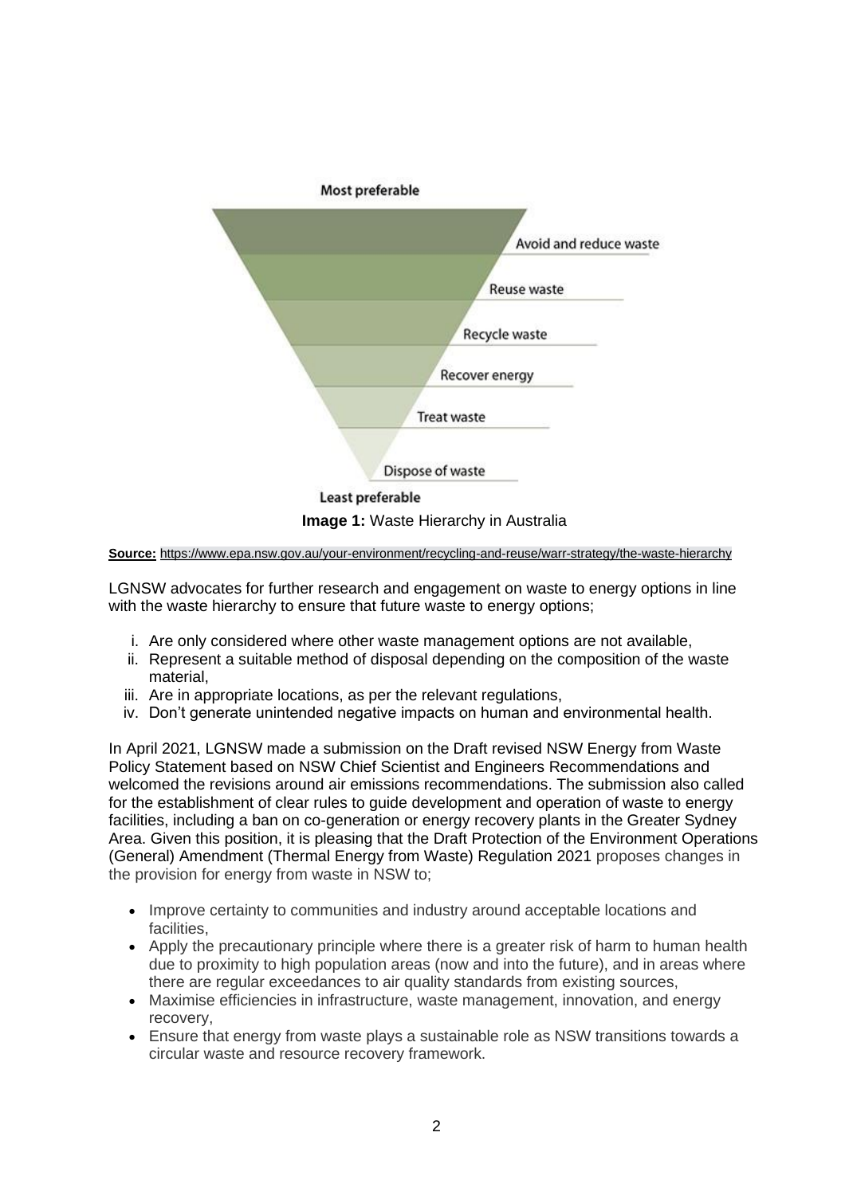Most preferable

- Avoid and reduce waste
- Reuse waste
- Recycle waste
- Recover energy
- Treat waste
- Dispose of waste

Least preferable

**Image 1:** Waste Hierarchy in Australia

**Source:** https://www.epa.nsw.gov.au/your-environment/recycling-and-reuse/warr-strategy/the-waste-hierarchy

LGNSW advocates for further research and engagement on waste to energy options in line with the waste hierarchy to ensure that future waste to energy options;

i. Are only considered where other waste management options are not available,
ii. Represent a suitable method of disposal depending on the composition of the waste material,
iii. Are in appropriate locations, as per the relevant regulations,
iv. Don't generate unintended negative impacts on human and environmental health.

In April 2021, LGNSW made a submission on the Draft revised NSW Energy from Waste Policy Statement based on NSW Chief Scientist and Engineers Recommendations and welcomed the revisions around air emissions recommendations. The submission also called for the establishment of clear rules to guide development and operation of waste to energy facilities, including a ban on co-generation or energy recovery plants in the Greater Sydney Area. Given this position, it is pleasing that the Draft Protection of the Environment Operations (General) Amendment (Thermal Energy from Waste) Regulation 2021 proposes changes in the provision for energy from waste in NSW to;

- Improve certainty to communities and industry around acceptable locations and facilities,
- Apply the precautionary principle where there is a greater risk of harm to human health due to proximity to high population areas (now and into the future), and in areas where there are regular exceedances to air quality standards from existing sources,
- Maximise efficiencies in infrastructure, waste management, innovation, and energy recovery,
- Ensure that energy from waste plays a sustainable role as NSW transitions towards a circular waste and resource recovery framework.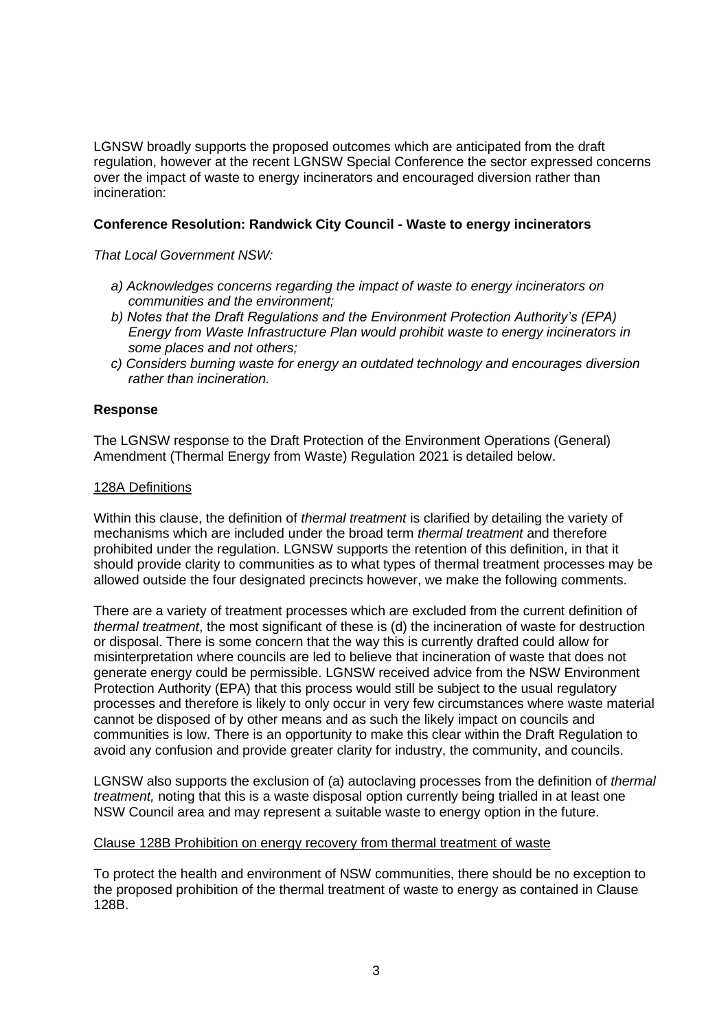LGNSW broadly supports the proposed outcomes which are anticipated from the draft regulation, however at the recent LGNSW Special Conference the sector expressed concerns over the impact of waste to energy incinerators and encouraged diversion rather than incineration:

**Conference Resolution: Randwick City Council - Waste to energy incinerators**

*That Local Government NSW:*

*a) Acknowledges concerns regarding the impact of waste to energy incinerators on communities and the environment;*
*b) Notes that the Draft Regulations and the Environment Protection Authority's (EPA) Energy from Waste Infrastructure Plan would prohibit waste to energy incinerators in some places and not others;*
*c) Considers burning waste for energy an outdated technology and encourages diversion rather than incineration.*

**Response**

The LGNSW response to the Draft Protection of the Environment Operations (General) Amendment (Thermal Energy from Waste) Regulation 2021 is detailed below.

128A Definitions

Within this clause, the definition of *thermal treatment* is clarified by detailing the variety of mechanisms which are included under the broad term *thermal treatment* and therefore prohibited under the regulation. LGNSW supports the retention of this definition, in that it should provide clarity to communities as to what types of thermal treatment processes may be allowed outside the four designated precincts however, we make the following comments.

There are a variety of treatment processes which are excluded from the current definition of *thermal treatment*, the most significant of these is (d) the incineration of waste for destruction or disposal. There is some concern that the way this is currently drafted could allow for misinterpretation where councils are led to believe that incineration of waste that does not generate energy could be permissible. LGNSW received advice from the NSW Environment Protection Authority (EPA) that this process would still be subject to the usual regulatory processes and therefore is likely to only occur in very few circumstances where waste material cannot be disposed of by other means and as such the likely impact on councils and communities is low. There is an opportunity to make this clear within the Draft Regulation to avoid any confusion and provide greater clarity for industry, the community, and councils.

LGNSW also supports the exclusion of (a) autoclaving processes from the definition of *thermal treatment,* noting that this is a waste disposal option currently being trialled in at least one NSW Council area and may represent a suitable waste to energy option in the future.

Clause 128B Prohibition on energy recovery from thermal treatment of waste

To protect the health and environment of NSW communities, there should be no exception to the proposed prohibition of the thermal treatment of waste to energy as contained in Clause 128B.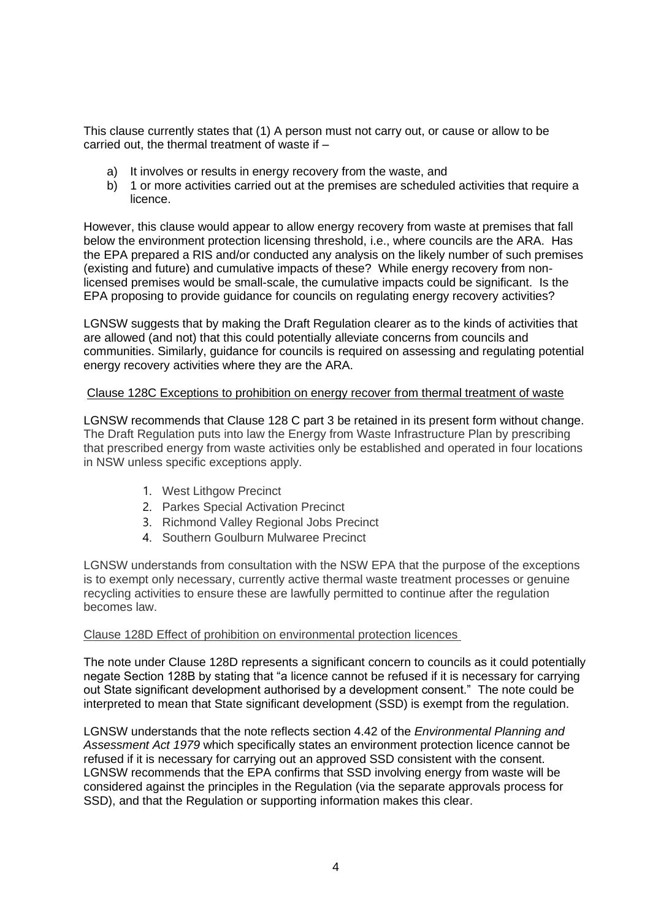This clause currently states that (1) A person must not carry out, or cause or allow to be carried out, the thermal treatment of waste if –

a) It involves or results in energy recovery from the waste, and
b) 1 or more activities carried out at the premises are scheduled activities that require a licence.

However, this clause would appear to allow energy recovery from waste at premises that fall below the environment protection licensing threshold, i.e., where councils are the ARA. Has the EPA prepared a RIS and/or conducted any analysis on the likely number of such premises (existing and future) and cumulative impacts of these? While energy recovery from non-licensed premises would be small-scale, the cumulative impacts could be significant. Is the EPA proposing to provide guidance for councils on regulating energy recovery activities?

LGNSW suggests that by making the Draft Regulation clearer as to the kinds of activities that are allowed (and not) that this could potentially alleviate concerns from councils and communities. Similarly, guidance for councils is required on assessing and regulating potential energy recovery activities where they are the ARA.

<u>Clause 128C Exceptions to prohibition on energy recover from thermal treatment of waste</u>

LGNSW recommends that Clause 128 C part 3 be retained in its present form without change. The Draft Regulation puts into law the Energy from Waste Infrastructure Plan by prescribing that prescribed energy from waste activities only be established and operated in four locations in NSW unless specific exceptions apply.

1. West Lithgow Precinct
2. Parkes Special Activation Precinct
3. Richmond Valley Regional Jobs Precinct
4. Southern Goulburn Mulwaree Precinct

LGNSW understands from consultation with the NSW EPA that the purpose of the exceptions is to exempt only necessary, currently active thermal waste treatment processes or genuine recycling activities to ensure these are lawfully permitted to continue after the regulation becomes law.

<u>Clause 128D Effect of prohibition on environmental protection licences</u>

The note under Clause 128D represents a significant concern to councils as it could potentially negate Section 128B by stating that "a licence cannot be refused if it is necessary for carrying out State significant development authorised by a development consent." The note could be interpreted to mean that State significant development (SSD) is exempt from the regulation.

LGNSW understands that the note reflects section 4.42 of the *Environmental Planning and Assessment Act 1979* which specifically states an environment protection licence cannot be refused if it is necessary for carrying out an approved SSD consistent with the consent. LGNSW recommends that the EPA confirms that SSD involving energy from waste will be considered against the principles in the Regulation (via the separate approvals process for SSD), and that the Regulation or supporting information makes this clear.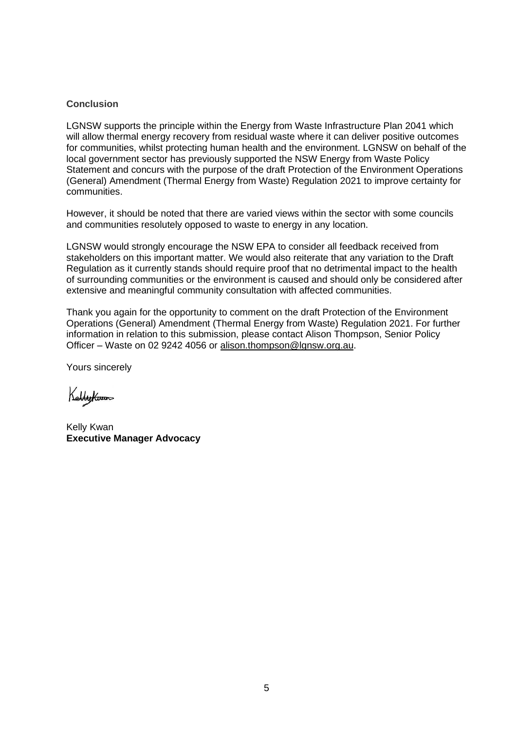**Conclusion**

LGNSW supports the principle within the Energy from Waste Infrastructure Plan 2041 which will allow thermal energy recovery from residual waste where it can deliver positive outcomes for communities, whilst protecting human health and the environment. LGNSW on behalf of the local government sector has previously supported the NSW Energy from Waste Policy Statement and concurs with the purpose of the draft Protection of the Environment Operations (General) Amendment (Thermal Energy from Waste) Regulation 2021 to improve certainty for communities.

However, it should be noted that there are varied views within the sector with some councils and communities resolutely opposed to waste to energy in any location.

LGNSW would strongly encourage the NSW EPA to consider all feedback received from stakeholders on this important matter. We would also reiterate that any variation to the Draft Regulation as it currently stands should require proof that no detrimental impact to the health of surrounding communities or the environment is caused and should only be considered after extensive and meaningful community consultation with affected communities.

Thank you again for the opportunity to comment on the draft Protection of the Environment Operations (General) Amendment (Thermal Energy from Waste) Regulation 2021. For further information in relation to this submission, please contact Alison Thompson, Senior Policy Officer – Waste on 02 9242 4056 or alison.thompson@lgnsw.org.au.

Yours sincerely

Kelly Kwan
**Executive Manager Advocacy**